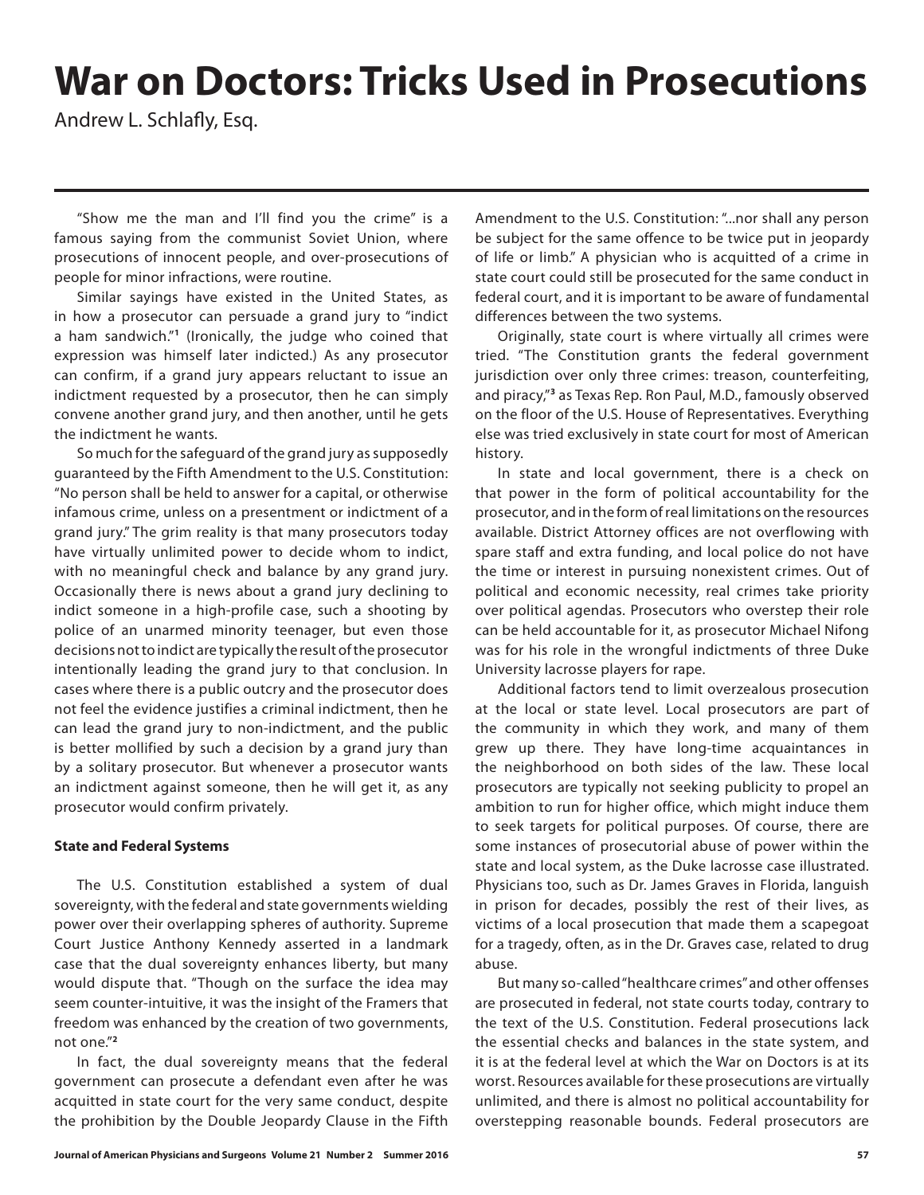# War on Doctors: Tricks Used in Prosecutions

Andrew L. Schlafly, Esq.

"Show me the man and I'll find you the crime" is a famous saying from the communist Soviet Union, where prosecutions of innocent people, and over-prosecutions of people for minor infractions, were routine.

Similar sayings have existed in the United States, as in how a prosecutor can persuade a grand jury to "indict a ham sandwich."[1] (Ironically, the judge who coined that expression was himself later indicted.) As any prosecutor can confirm, if a grand jury appears reluctant to issue an indictment requested by a prosecutor, then he can simply convene another grand jury, and then another, until he gets the indictment he wants.

So much for the safeguard of the grand jury as supposedly guaranteed by the Fifth Amendment to the U.S. Constitution: "No person shall be held to answer for a capital, or otherwise infamous crime, unless on a presentment or indictment of a grand jury." The grim reality is that many prosecutors today have virtually unlimited power to decide whom to indict, with no meaningful check and balance by any grand jury. Occasionally there is news about a grand jury declining to indict someone in a high-profile case, such a shooting by police of an unarmed minority teenager, but even those decisions not to indict are typically the result of the prosecutor intentionally leading the grand jury to that conclusion. In cases where there is a public outcry and the prosecutor does not feel the evidence justifies a criminal indictment, then he can lead the grand jury to non-indictment, and the public is better mollified by such a decision by a grand jury than by a solitary prosecutor. But whenever a prosecutor wants an indictment against someone, then he will get it, as any prosecutor would confirm privately.

**State and Federal Systems**

The U.S. Constitution established a system of dual sovereignty, with the federal and state governments wielding power over their overlapping spheres of authority. Supreme Court Justice Anthony Kennedy asserted in a landmark case that the dual sovereignty enhances liberty, but many would dispute that. "Though on the surface the idea may seem counter-intuitive, it was the insight of the Framers that freedom was enhanced by the creation of two governments, not one."[2]

In fact, the dual sovereignty means that the federal government can prosecute a defendant even after he was acquitted in state court for the very same conduct, despite the prohibition by the Double Jeopardy Clause in the Fifth Amendment to the U.S. Constitution: "...nor shall any person be subject for the same offence to be twice put in jeopardy of life or limb." A physician who is acquitted of a crime in state court could still be prosecuted for the same conduct in federal court, and it is important to be aware of fundamental differences between the two systems.

Originally, state court is where virtually all crimes were tried. "The Constitution grants the federal government jurisdiction over only three crimes: treason, counterfeiting, and piracy,"[3] as Texas Rep. Ron Paul, M.D., famously observed on the floor of the U.S. House of Representatives. Everything else was tried exclusively in state court for most of American history.

In state and local government, there is a check on that power in the form of political accountability for the prosecutor, and in the form of real limitations on the resources available. District Attorney offices are not overflowing with spare staff and extra funding, and local police do not have the time or interest in pursuing nonexistent crimes. Out of political and economic necessity, real crimes take priority over political agendas. Prosecutors who overstep their role can be held accountable for it, as prosecutor Michael Nifong was for his role in the wrongful indictments of three Duke University lacrosse players for rape.

Additional factors tend to limit overzealous prosecution at the local or state level. Local prosecutors are part of the community in which they work, and many of them grew up there. They have long-time acquaintances in the neighborhood on both sides of the law. These local prosecutors are typically not seeking publicity to propel an ambition to run for higher office, which might induce them to seek targets for political purposes. Of course, there are some instances of prosecutorial abuse of power within the state and local system, as the Duke lacrosse case illustrated. Physicians too, such as Dr. James Graves in Florida, languish in prison for decades, possibly the rest of their lives, as victims of a local prosecution that made them a scapegoat for a tragedy, often, as in the Dr. Graves case, related to drug abuse.

But many so-called "healthcare crimes" and other offenses are prosecuted in federal, not state courts today, contrary to the text of the U.S. Constitution. Federal prosecutions lack the essential checks and balances in the state system, and it is at the federal level at which the War on Doctors is at its worst. Resources available for these prosecutions are virtually unlimited, and there is almost no political accountability for overstepping reasonable bounds. Federal prosecutors are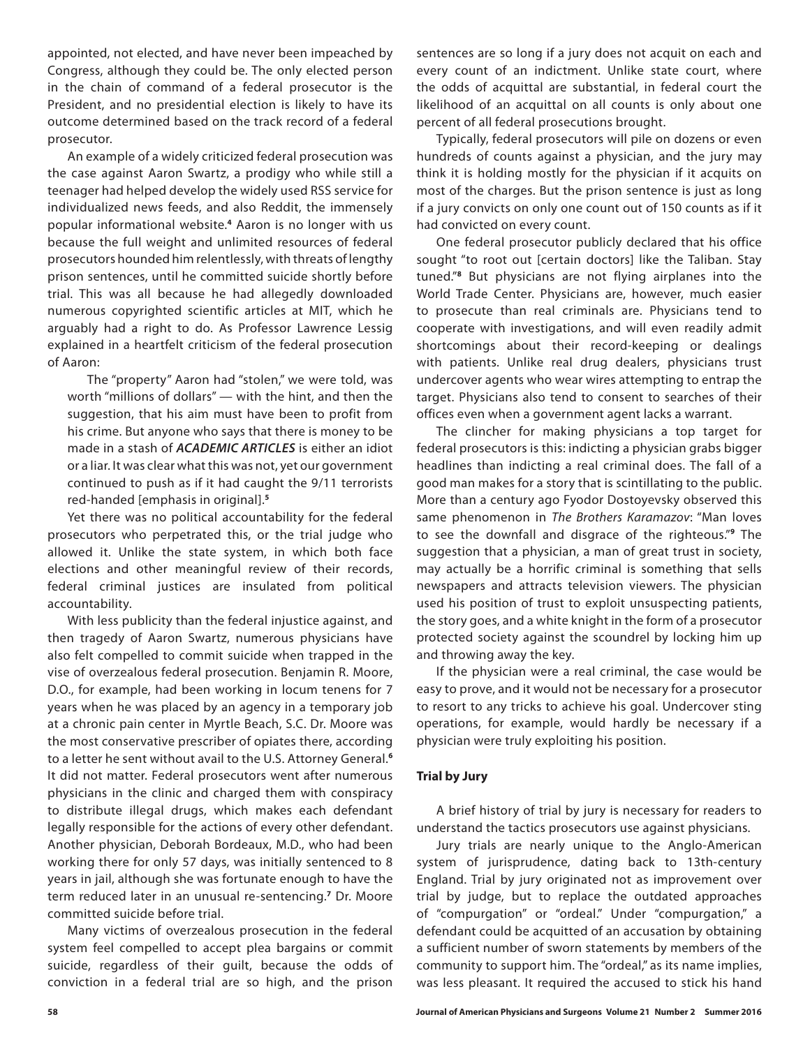appointed, not elected, and have never been impeached by Congress, although they could be. The only elected person in the chain of command of a federal prosecutor is the President, and no presidential election is likely to have its outcome determined based on the track record of a federal prosecutor.

An example of a widely criticized federal prosecution was the case against Aaron Swartz, a prodigy who while still a teenager had helped develop the widely used RSS service for individualized news feeds, and also Reddit, the immensely popular informational website.[4] Aaron is no longer with us because the full weight and unlimited resources of federal prosecutors hounded him relentlessly, with threats of lengthy prison sentences, until he committed suicide shortly before trial. This was all because he had allegedly downloaded numerous copyrighted scientific articles at MIT, which he arguably had a right to do. As Professor Lawrence Lessig explained in a heartfelt criticism of the federal prosecution of Aaron:

> The "property" Aaron had "stolen," we were told, was worth "millions of dollars" — with the hint, and then the suggestion, that his aim must have been to profit from his crime. But anyone who says that there is money to be made in a stash of ***ACADEMIC ARTICLES*** is either an idiot or a liar. It was clear what this was not, yet our government continued to push as if it had caught the 9/11 terrorists red-handed [emphasis in original].[5]

Yet there was no political accountability for the federal prosecutors who perpetrated this, or the trial judge who allowed it. Unlike the state system, in which both face elections and other meaningful review of their records, federal criminal justices are insulated from political accountability.

With less publicity than the federal injustice against, and then tragedy of Aaron Swartz, numerous physicians have also felt compelled to commit suicide when trapped in the vise of overzealous federal prosecution. Benjamin R. Moore, D.O., for example, had been working in locum tenens for 7 years when he was placed by an agency in a temporary job at a chronic pain center in Myrtle Beach, S.C. Dr. Moore was the most conservative prescriber of opiates there, according to a letter he sent without avail to the U.S. Attorney General.[6] It did not matter. Federal prosecutors went after numerous physicians in the clinic and charged them with conspiracy to distribute illegal drugs, which makes each defendant legally responsible for the actions of every other defendant. Another physician, Deborah Bordeaux, M.D., who had been working there for only 57 days, was initially sentenced to 8 years in jail, although she was fortunate enough to have the term reduced later in an unusual re-sentencing.[7] Dr. Moore committed suicide before trial.

Many victims of overzealous prosecution in the federal system feel compelled to accept plea bargains or commit suicide, regardless of their guilt, because the odds of conviction in a federal trial are so high, and the prison sentences are so long if a jury does not acquit on each and every count of an indictment. Unlike state court, where the odds of acquittal are substantial, in federal court the likelihood of an acquittal on all counts is only about one percent of all federal prosecutions brought.

Typically, federal prosecutors will pile on dozens or even hundreds of counts against a physician, and the jury may think it is holding mostly for the physician if it acquits on most of the charges. But the prison sentence is just as long if a jury convicts on only one count out of 150 counts as if it had convicted on every count.

One federal prosecutor publicly declared that his office sought "to root out [certain doctors] like the Taliban. Stay tuned."[8] But physicians are not flying airplanes into the World Trade Center. Physicians are, however, much easier to prosecute than real criminals are. Physicians tend to cooperate with investigations, and will even readily admit shortcomings about their record-keeping or dealings with patients. Unlike real drug dealers, physicians trust undercover agents who wear wires attempting to entrap the target. Physicians also tend to consent to searches of their offices even when a government agent lacks a warrant.

The clincher for making physicians a top target for federal prosecutors is this: indicting a physician grabs bigger headlines than indicting a real criminal does. The fall of a good man makes for a story that is scintillating to the public. More than a century ago Fyodor Dostoyevsky observed this same phenomenon in *The Brothers Karamazov*: "Man loves to see the downfall and disgrace of the righteous."[9] The suggestion that a physician, a man of great trust in society, may actually be a horrific criminal is something that sells newspapers and attracts television viewers. The physician used his position of trust to exploit unsuspecting patients, the story goes, and a white knight in the form of a prosecutor protected society against the scoundrel by locking him up and throwing away the key.

If the physician were a real criminal, the case would be easy to prove, and it would not be necessary for a prosecutor to resort to any tricks to achieve his goal. Undercover sting operations, for example, would hardly be necessary if a physician were truly exploiting his position.

## Trial by Jury

A brief history of trial by jury is necessary for readers to understand the tactics prosecutors use against physicians.

Jury trials are nearly unique to the Anglo-American system of jurisprudence, dating back to 13th-century England. Trial by jury originated not as improvement over trial by judge, but to replace the outdated approaches of "compurgation" or "ordeal." Under "compurgation," a defendant could be acquitted of an accusation by obtaining a sufficient number of sworn statements by members of the community to support him. The "ordeal," as its name implies, was less pleasant. It required the accused to stick his hand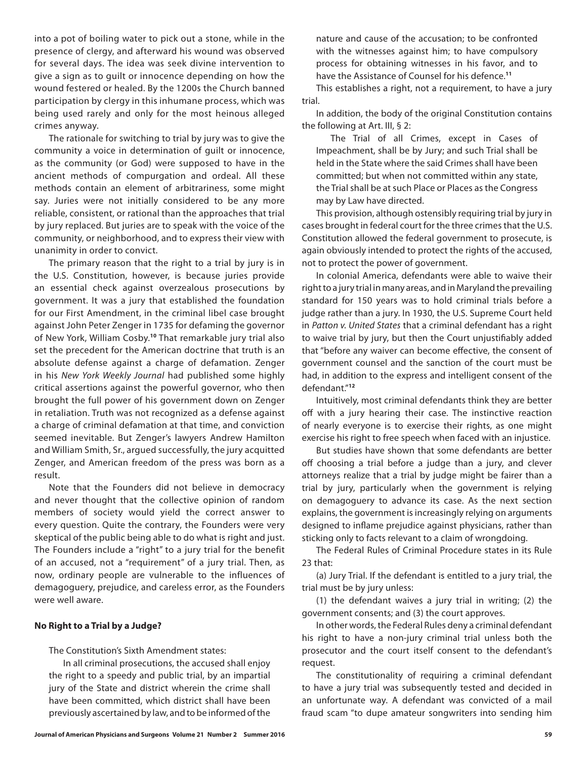into a pot of boiling water to pick out a stone, while in the presence of clergy, and afterward his wound was observed for several days. The idea was seek divine intervention to give a sign as to guilt or innocence depending on how the wound festered or healed. By the 1200s the Church banned participation by clergy in this inhumane process, which was being used rarely and only for the most heinous alleged crimes anyway.

The rationale for switching to trial by jury was to give the community a voice in determination of guilt or innocence, as the community (or God) were supposed to have in the ancient methods of compurgation and ordeal. All these methods contain an element of arbitrariness, some might say. Juries were not initially considered to be any more reliable, consistent, or rational than the approaches that trial by jury replaced. But juries are to speak with the voice of the community, or neighborhood, and to express their view with unanimity in order to convict.

The primary reason that the right to a trial by jury is in the U.S. Constitution, however, is because juries provide an essential check against overzealous prosecutions by government. It was a jury that established the foundation for our First Amendment, in the criminal libel case brought against John Peter Zenger in 1735 for defaming the governor of New York, William Cosby.[10] That remarkable jury trial also set the precedent for the American doctrine that truth is an absolute defense against a charge of defamation. Zenger in his *New York Weekly Journal* had published some highly critical assertions against the powerful governor, who then brought the full power of his government down on Zenger in retaliation. Truth was not recognized as a defense against a charge of criminal defamation at that time, and conviction seemed inevitable. But Zenger's lawyers Andrew Hamilton and William Smith, Sr., argued successfully, the jury acquitted Zenger, and American freedom of the press was born as a result.

Note that the Founders did not believe in democracy and never thought that the collective opinion of random members of society would yield the correct answer to every question. Quite the contrary, the Founders were very skeptical of the public being able to do what is right and just. The Founders include a "right" to a jury trial for the benefit of an accused, not a "requirement" of a jury trial. Then, as now, ordinary people are vulnerable to the influences of demagoguery, prejudice, and careless error, as the Founders were well aware.

## No Right to a Trial by a Judge?

The Constitution's Sixth Amendment states:

> In all criminal prosecutions, the accused shall enjoy the right to a speedy and public trial, by an impartial jury of the State and district wherein the crime shall have been committed, which district shall have been previously ascertained by law, and to be informed of the nature and cause of the accusation; to be confronted with the witnesses against him; to have compulsory process for obtaining witnesses in his favor, and to have the Assistance of Counsel for his defence.[11]

This establishes a right, not a requirement, to have a jury trial.

In addition, the body of the original Constitution contains the following at Art. III, § 2:

> The Trial of all Crimes, except in Cases of Impeachment, shall be by Jury; and such Trial shall be held in the State where the said Crimes shall have been committed; but when not committed within any state, the Trial shall be at such Place or Places as the Congress may by Law have directed.

This provision, although ostensibly requiring trial by jury in cases brought in federal court for the three crimes that the U.S. Constitution allowed the federal government to prosecute, is again obviously intended to protect the rights of the accused, not to protect the power of government.

In colonial America, defendants were able to waive their right to a jury trial in many areas, and in Maryland the prevailing standard for 150 years was to hold criminal trials before a judge rather than a jury. In 1930, the U.S. Supreme Court held in *Patton v. United States* that a criminal defendant has a right to waive trial by jury, but then the Court unjustifiably added that "before any waiver can become effective, the consent of government counsel and the sanction of the court must be had, in addition to the express and intelligent consent of the defendant."[12]

Intuitively, most criminal defendants think they are better off with a jury hearing their case. The instinctive reaction of nearly everyone is to exercise their rights, as one might exercise his right to free speech when faced with an injustice.

But studies have shown that some defendants are better off choosing a trial before a judge than a jury, and clever attorneys realize that a trial by judge might be fairer than a trial by jury, particularly when the government is relying on demagoguery to advance its case. As the next section explains, the government is increasingly relying on arguments designed to inflame prejudice against physicians, rather than sticking only to facts relevant to a claim of wrongdoing.

The Federal Rules of Criminal Procedure states in its Rule 23 that:

(a) Jury Trial. If the defendant is entitled to a jury trial, the trial must be by jury unless:

(1) the defendant waives a jury trial in writing; (2) the government consents; and (3) the court approves.

In other words, the Federal Rules deny a criminal defendant his right to have a non-jury criminal trial unless both the prosecutor and the court itself consent to the defendant's request.

The constitutionality of requiring a criminal defendant to have a jury trial was subsequently tested and decided in an unfortunate way. A defendant was convicted of a mail fraud scam "to dupe amateur songwriters into sending him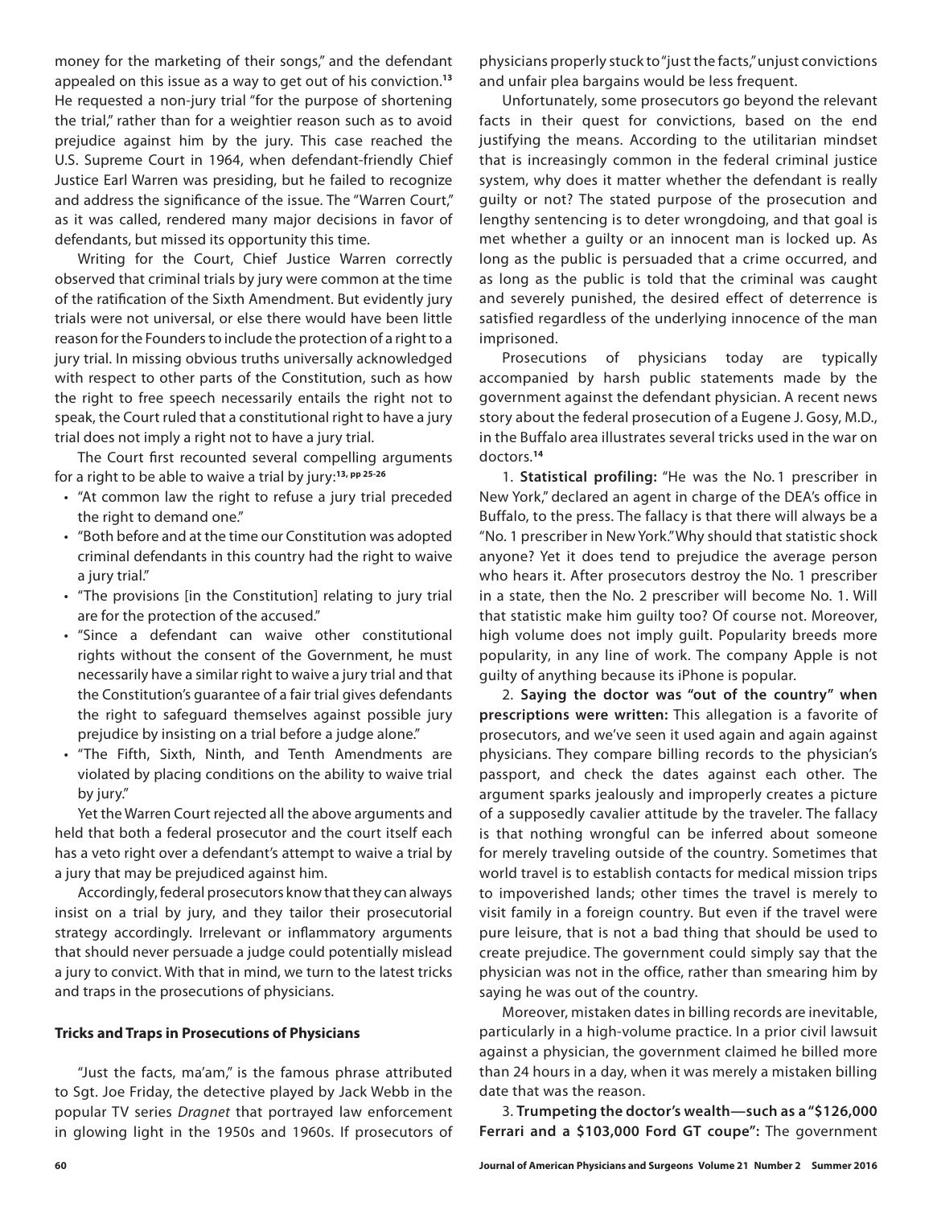money for the marketing of their songs," and the defendant appealed on this issue as a way to get out of his conviction.[13] He requested a non-jury trial "for the purpose of shortening the trial," rather than for a weightier reason such as to avoid prejudice against him by the jury. This case reached the U.S. Supreme Court in 1964, when defendant-friendly Chief Justice Earl Warren was presiding, but he failed to recognize and address the significance of the issue. The "Warren Court," as it was called, rendered many major decisions in favor of defendants, but missed its opportunity this time.

Writing for the Court, Chief Justice Warren correctly observed that criminal trials by jury were common at the time of the ratification of the Sixth Amendment. But evidently jury trials were not universal, or else there would have been little reason for the Founders to include the protection of a right to a jury trial. In missing obvious truths universally acknowledged with respect to other parts of the Constitution, such as how the right to free speech necessarily entails the right not to speak, the Court ruled that a constitutional right to have a jury trial does not imply a right not to have a jury trial.

The Court first recounted several compelling arguments for a right to be able to waive a trial by jury:[13, pp 25-26]

- "At common law the right to refuse a jury trial preceded the right to demand one."
- "Both before and at the time our Constitution was adopted criminal defendants in this country had the right to waive a jury trial."
- "The provisions [in the Constitution] relating to jury trial are for the protection of the accused."
- "Since a defendant can waive other constitutional rights without the consent of the Government, he must necessarily have a similar right to waive a jury trial and that the Constitution's guarantee of a fair trial gives defendants the right to safeguard themselves against possible jury prejudice by insisting on a trial before a judge alone."
- "The Fifth, Sixth, Ninth, and Tenth Amendments are violated by placing conditions on the ability to waive trial by jury."

Yet the Warren Court rejected all the above arguments and held that both a federal prosecutor and the court itself each has a veto right over a defendant's attempt to waive a trial by a jury that may be prejudiced against him.

Accordingly, federal prosecutors know that they can always insist on a trial by jury, and they tailor their prosecutorial strategy accordingly. Irrelevant or inflammatory arguments that should never persuade a judge could potentially mislead a jury to convict. With that in mind, we turn to the latest tricks and traps in the prosecutions of physicians.

### Tricks and Traps in Prosecutions of Physicians

"Just the facts, ma'am," is the famous phrase attributed to Sgt. Joe Friday, the detective played by Jack Webb in the popular TV series *Dragnet* that portrayed law enforcement in glowing light in the 1950s and 1960s. If prosecutors of physicians properly stuck to "just the facts," unjust convictions and unfair plea bargains would be less frequent.

Unfortunately, some prosecutors go beyond the relevant facts in their quest for convictions, based on the end justifying the means. According to the utilitarian mindset that is increasingly common in the federal criminal justice system, why does it matter whether the defendant is really guilty or not? The stated purpose of the prosecution and lengthy sentencing is to deter wrongdoing, and that goal is met whether a guilty or an innocent man is locked up. As long as the public is persuaded that a crime occurred, and as long as the public is told that the criminal was caught and severely punished, the desired effect of deterrence is satisfied regardless of the underlying innocence of the man imprisoned.

Prosecutions of physicians today are typically accompanied by harsh public statements made by the government against the defendant physician. A recent news story about the federal prosecution of a Eugene J. Gosy, M.D., in the Buffalo area illustrates several tricks used in the war on doctors.[14]

1. **Statistical profiling:** "He was the No. 1 prescriber in New York," declared an agent in charge of the DEA's office in Buffalo, to the press. The fallacy is that there will always be a "No. 1 prescriber in New York." Why should that statistic shock anyone? Yet it does tend to prejudice the average person who hears it. After prosecutors destroy the No. 1 prescriber in a state, then the No. 2 prescriber will become No. 1. Will that statistic make him guilty too? Of course not. Moreover, high volume does not imply guilt. Popularity breeds more popularity, in any line of work. The company Apple is not guilty of anything because its iPhone is popular.

2. **Saying the doctor was "out of the country" when prescriptions were written:** This allegation is a favorite of prosecutors, and we've seen it used again and again against physicians. They compare billing records to the physician's passport, and check the dates against each other. The argument sparks jealously and improperly creates a picture of a supposedly cavalier attitude by the traveler. The fallacy is that nothing wrongful can be inferred about someone for merely traveling outside of the country. Sometimes that world travel is to establish contacts for medical mission trips to impoverished lands; other times the travel is merely to visit family in a foreign country. But even if the travel were pure leisure, that is not a bad thing that should be used to create prejudice. The government could simply say that the physician was not in the office, rather than smearing him by saying he was out of the country.

Moreover, mistaken dates in billing records are inevitable, particularly in a high-volume practice. In a prior civil lawsuit against a physician, the government claimed he billed more than 24 hours in a day, when it was merely a mistaken billing date that was the reason.

3. **Trumpeting the doctor's wealth—such as a "$126,000 Ferrari and a $103,000 Ford GT coupe":** The government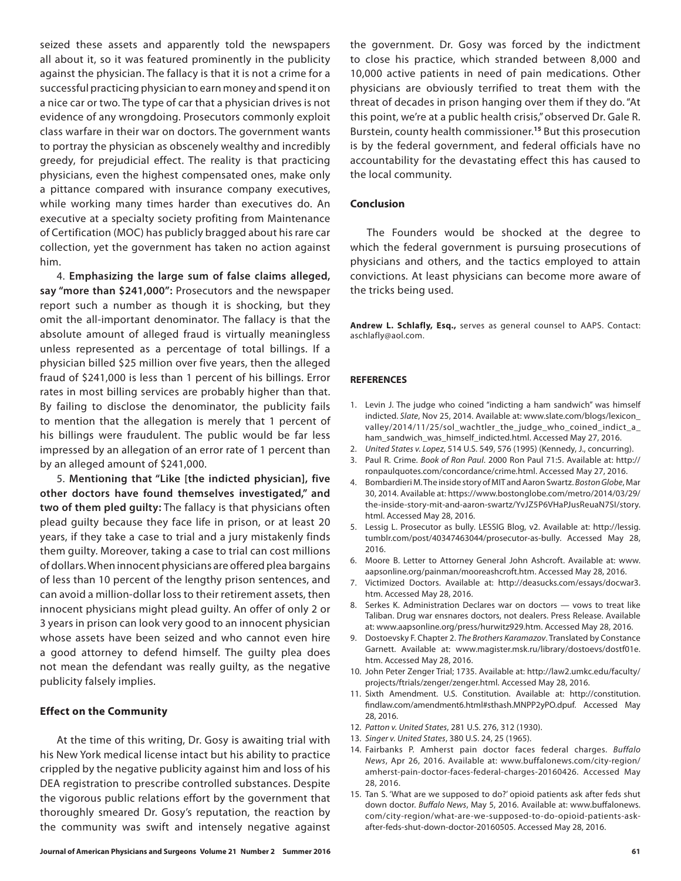seized these assets and apparently told the newspapers all about it, so it was featured prominently in the publicity against the physician. The fallacy is that it is not a crime for a successful practicing physician to earn money and spend it on a nice car or two. The type of car that a physician drives is not evidence of any wrongdoing. Prosecutors commonly exploit class warfare in their war on doctors. The government wants to portray the physician as obscenely wealthy and incredibly greedy, for prejudicial effect. The reality is that practicing physicians, even the highest compensated ones, make only a pittance compared with insurance company executives, while working many times harder than executives do. An executive at a specialty society profiting from Maintenance of Certification (MOC) has publicly bragged about his rare car collection, yet the government has taken no action against him.

4. **Emphasizing the large sum of false claims alleged, say "more than \$241,000":** Prosecutors and the newspaper report such a number as though it is shocking, but they omit the all-important denominator. The fallacy is that the absolute amount of alleged fraud is virtually meaningless unless represented as a percentage of total billings. If a physician billed \$25 million over five years, then the alleged fraud of \$241,000 is less than 1 percent of his billings. Error rates in most billing services are probably higher than that. By failing to disclose the denominator, the publicity fails to mention that the allegation is merely that 1 percent of his billings were fraudulent. The public would be far less impressed by an allegation of an error rate of 1 percent than by an alleged amount of \$241,000.

5. **Mentioning that "Like [the indicted physician], five other doctors have found themselves investigated," and two of them pled guilty:** The fallacy is that physicians often plead guilty because they face life in prison, or at least 20 years, if they take a case to trial and a jury mistakenly finds them guilty. Moreover, taking a case to trial can cost millions of dollars. When innocent physicians are offered plea bargains of less than 10 percent of the lengthy prison sentences, and can avoid a million-dollar loss to their retirement assets, then innocent physicians might plead guilty. An offer of only 2 or 3 years in prison can look very good to an innocent physician whose assets have been seized and who cannot even hire a good attorney to defend himself. The guilty plea does not mean the defendant was really guilty, as the negative publicity falsely implies.

### Effect on the Community

At the time of this writing, Dr. Gosy is awaiting trial with his New York medical license intact but his ability to practice crippled by the negative publicity against him and loss of his DEA registration to prescribe controlled substances. Despite the vigorous public relations effort by the government that thoroughly smeared Dr. Gosy's reputation, the reaction by the community was swift and intensely negative against the government. Dr. Gosy was forced by the indictment to close his practice, which stranded between 8,000 and 10,000 active patients in need of pain medications. Other physicians are obviously terrified to treat them with the threat of decades in prison hanging over them if they do. "At this point, we're at a public health crisis," observed Dr. Gale R. Burstein, county health commissioner.[15] But this prosecution is by the federal government, and federal officials have no accountability for the devastating effect this has caused to the local community.

### Conclusion

The Founders would be shocked at the degree to which the federal government is pursuing prosecutions of physicians and others, and the tactics employed to attain convictions. At least physicians can become more aware of the tricks being used.

**Andrew L. Schlafly, Esq.,** serves as general counsel to AAPS. Contact: aschlafly@aol.com.

### REFERENCES

1. Levin J. The judge who coined "indicting a ham sandwich" was himself indicted. *Slate*, Nov 25, 2014. Available at: www.slate.com/blogs/lexicon_valley/2014/11/25/sol_wachtler_the_judge_who_coined_indict_a_ham_sandwich_was_himself_indicted.html. Accessed May 27, 2016.
2. *United States v. Lopez*, 514 U.S. 549, 576 (1995) (Kennedy, J., concurring).
3. Paul R. Crime. *Book of Ron Paul*. 2000 Ron Paul 71:5. Available at: http://ronpaulquotes.com/concordance/crime.html. Accessed May 27, 2016.
4. Bombardieri M. The inside story of MIT and Aaron Swartz. *Boston Globe*, Mar 30, 2014. Available at: https://www.bostonglobe.com/metro/2014/03/29/the-inside-story-mit-and-aaron-swartz/YvJZ5P6VHaPJusReuaN7SI/story.html. Accessed May 28, 2016.
5. Lessig L. Prosecutor as bully. LESSIG Blog, v2. Available at: http://lessig.tumblr.com/post/40347463044/prosecutor-as-bully. Accessed May 28, 2016.
6. Moore B. Letter to Attorney General John Ashcroft. Available at: www.aapsonline.org/painman/mooreashcroft.htm. Accessed May 28, 2016.
7. Victimized Doctors. Available at: http://deasucks.com/essays/docwar3.htm. Accessed May 28, 2016.
8. Serkes K. Administration Declares war on doctors — vows to treat like Taliban. Drug war ensnares doctors, not dealers. Press Release. Available at: www.aapsonline.org/press/hurwitz929.htm. Accessed May 28, 2016.
9. Dostoevsky F. Chapter 2. *The Brothers Karamazov*. Translated by Constance Garnett. Available at: www.magister.msk.ru/library/dostoevs/dostf01e.htm. Accessed May 28, 2016.
10. John Peter Zenger Trial; 1735. Available at: http://law2.umkc.edu/faculty/projects/ftrials/zenger/zenger.html. Accessed May 28, 2016.
11. Sixth Amendment. U.S. Constitution. Available at: http://constitution.findlaw.com/amendment6.html#sthash.MNPP2yPO.dpuf. Accessed May 28, 2016.
12. *Patton v. United States*, 281 U.S. 276, 312 (1930).
13. *Singer v. United States*, 380 U.S. 24, 25 (1965).
14. Fairbanks P. Amherst pain doctor faces federal charges. *Buffalo News*, Apr 26, 2016. Available at: www.buffalonews.com/city-region/amherst-pain-doctor-faces-federal-charges-20160426. Accessed May 28, 2016.
15. Tan S. 'What are we supposed to do?' opioid patients ask after feds shut down doctor. *Buffalo News*, May 5, 2016. Available at: www.buffalonews.com/city-region/what-are-we-supposed-to-do-opioid-patients-ask-after-feds-shut-down-doctor-20160505. Accessed May 28, 2016.